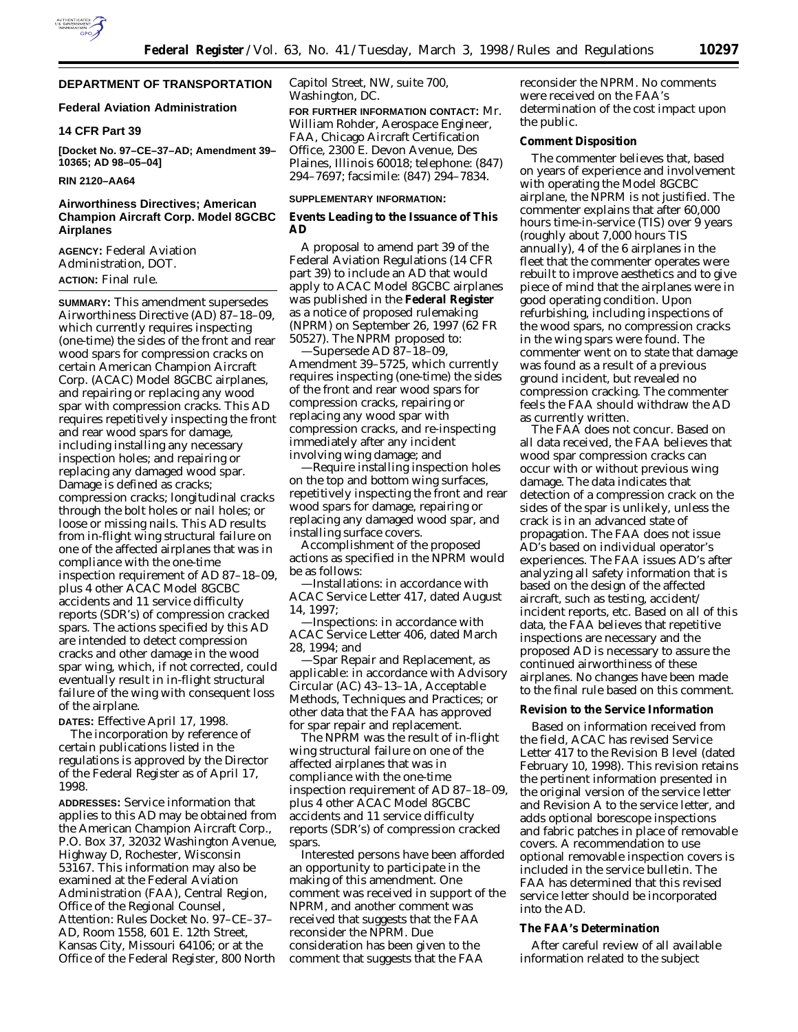## DEPARTMENT OF TRANSPORTATION

### Federal Aviation Administration

### 14 CFR Part 39

**[Docket No. 97–CE–37–AD; Amendment 39–10365; AD 98–05–04]**

**RIN 2120–AA64**

## Airworthiness Directives; American Champion Aircraft Corp. Model 8GCBC Airplanes

**AGENCY:** Federal Aviation Administration, DOT.

**ACTION:** Final rule.

**SUMMARY:** This amendment supersedes Airworthiness Directive (AD) 87–18–09, which currently requires inspecting (one-time) the sides of the front and rear wood spars for compression cracks on certain American Champion Aircraft Corp. (ACAC) Model 8GCBC airplanes, and repairing or replacing any wood spar with compression cracks. This AD requires repetitively inspecting the front and rear wood spars for damage, including installing any necessary inspection holes; and repairing or replacing any damaged wood spar. Damage is defined as cracks; compression cracks; longitudinal cracks through the bolt holes or nail holes; or loose or missing nails. This AD results from in-flight wing structural failure on one of the affected airplanes that was in compliance with the one-time inspection requirement of AD 87–18–09, plus 4 other ACAC Model 8GCBC accidents and 11 service difficulty reports (SDR's) of compression cracked spars. The actions specified by this AD are intended to detect compression cracks and other damage in the wood spar wing, which, if not corrected, could eventually result in in-flight structural failure of the wing with consequent loss of the airplane.

**DATES:** Effective April 17, 1998.

The incorporation by reference of certain publications listed in the regulations is approved by the Director of the Federal Register as of April 17, 1998.

**ADDRESSES:** Service information that applies to this AD may be obtained from the American Champion Aircraft Corp., P.O. Box 37, 32032 Washington Avenue, Highway D, Rochester, Wisconsin 53167. This information may also be examined at the Federal Aviation Administration (FAA), Central Region, Office of the Regional Counsel, Attention: Rules Docket No. 97–CE–37–AD, Room 1558, 601 E. 12th Street, Kansas City, Missouri 64106; or at the Office of the Federal Register, 800 North Capitol Street, NW, suite 700, Washington, DC.

**FOR FURTHER INFORMATION CONTACT:** Mr. William Rohder, Aerospace Engineer, FAA, Chicago Aircraft Certification Office, 2300 E. Devon Avenue, Des Plaines, Illinois 60018; telephone: (847) 294–7697; facsimile: (847) 294–7834.

**SUPPLEMENTARY INFORMATION:**

### Events Leading to the Issuance of This AD

A proposal to amend part 39 of the Federal Aviation Regulations (14 CFR part 39) to include an AD that would apply to ACAC Model 8GCBC airplanes was published in the **Federal Register** as a notice of proposed rulemaking (NPRM) on September 26, 1997 (62 FR 50527). The NPRM proposed to:

—Supersede AD 87–18–09, Amendment 39–5725, which currently requires inspecting (one-time) the sides of the front and rear wood spars for compression cracks, repairing or replacing any wood spar with compression cracks, and re-inspecting immediately after any incident involving wing damage; and

—Require installing inspection holes on the top and bottom wing surfaces, repetitively inspecting the front and rear wood spars for damage, repairing or replacing any damaged wood spar, and installing surface covers.

Accomplishment of the proposed actions as specified in the NPRM would be as follows:

—Installations: in accordance with ACAC Service Letter 417, dated August 14, 1997;

—Inspections: in accordance with ACAC Service Letter 406, dated March 28, 1994; and

—Spar Repair and Replacement, as applicable: in accordance with Advisory Circular (AC) 43–13–1A, Acceptable Methods, Techniques and Practices; or other data that the FAA has approved for spar repair and replacement.

The NPRM was the result of in-flight wing structural failure on one of the affected airplanes that was in compliance with the one-time inspection requirement of AD 87–18–09, plus 4 other ACAC Model 8GCBC accidents and 11 service difficulty reports (SDR's) of compression cracked spars.

Interested persons have been afforded an opportunity to participate in the making of this amendment. One comment was received in support of the NPRM, and another comment was received that suggests that the FAA reconsider the NPRM. Due consideration has been given to the comment that suggests that the FAA reconsider the NPRM. No comments were received on the FAA's determination of the cost impact upon the public.

### Comment Disposition

The commenter believes that, based on years of experience and involvement with operating the Model 8GCBC airplane, the NPRM is not justified. The commenter explains that after 60,000 hours time-in-service (TIS) over 9 years (roughly about 7,000 hours TIS annually), 4 of the 6 airplanes in the fleet that the commenter operates were rebuilt to improve aesthetics and to give piece of mind that the airplanes were in good operating condition. Upon refurbishing, including inspections of the wood spars, no compression cracks in the wing spars were found. The commenter went on to state that damage was found as a result of a previous ground incident, but revealed no compression cracking. The commenter feels the FAA should withdraw the AD as currently written.

The FAA does not concur. Based on all data received, the FAA believes that wood spar compression cracks can occur with or without previous wing damage. The data indicates that detection of a compression crack on the sides of the spar is unlikely, unless the crack is in an advanced state of propagation. The FAA does not issue AD's based on individual operator's experiences. The FAA issues AD's after analyzing all safety information that is based on the design of the affected aircraft, such as testing, accident/incident reports, etc. Based on all of this data, the FAA believes that repetitive inspections are necessary and the proposed AD is necessary to assure the continued airworthiness of these airplanes. No changes have been made to the final rule based on this comment.

### Revision to the Service Information

Based on information received from the field, ACAC has revised Service Letter 417 to the Revision B level (dated February 10, 1998). This revision retains the pertinent information presented in the original version of the service letter and Revision A to the service letter, and adds optional borescope inspections and fabric patches in place of removable covers. A recommendation to use optional removable inspection covers is included in the service bulletin. The FAA has determined that this revised service letter should be incorporated into the AD.

### The FAA's Determination

After careful review of all available information related to the subject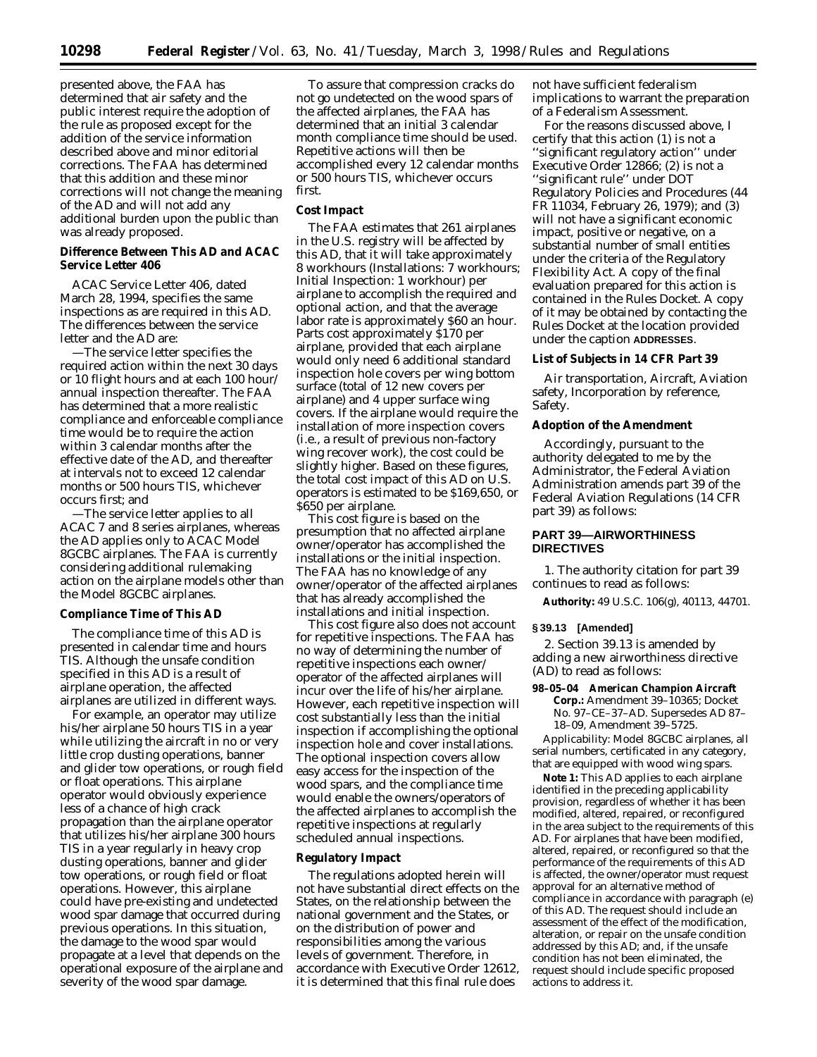presented above, the FAA has determined that air safety and the public interest require the adoption of the rule as proposed except for the addition of the service information described above and minor editorial corrections. The FAA has determined that this addition and these minor corrections will not change the meaning of the AD and will not add any additional burden upon the public than was already proposed.

**Difference Between This AD and ACAC Service Letter 406**

ACAC Service Letter 406, dated March 28, 1994, specifies the same inspections as are required in this AD. The differences between the service letter and the AD are:

—The service letter specifies the required action within the next 30 days or 10 flight hours and at each 100 hour/annual inspection thereafter. The FAA has determined that a more realistic compliance and enforceable compliance time would be to require the action within 3 calendar months after the effective date of the AD, and thereafter at intervals not to exceed 12 calendar months or 500 hours TIS, whichever occurs first; and

—The service letter applies to all ACAC 7 and 8 series airplanes, whereas the AD applies only to ACAC Model 8GCBC airplanes. The FAA is currently considering additional rulemaking action on the airplane models other than the Model 8GCBC airplanes.

**Compliance Time of This AD**

The compliance time of this AD is presented in calendar time and hours TIS. Although the unsafe condition specified in this AD is a result of airplane operation, the affected airplanes are utilized in different ways.

For example, an operator may utilize his/her airplane 50 hours TIS in a year while utilizing the aircraft in no or very little crop dusting operations, banner and glider tow operations, or rough field or float operations. This airplane operator would obviously experience less of a chance of high crack propagation than the airplane operator that utilizes his/her airplane 300 hours TIS in a year regularly in heavy crop dusting operations, banner and glider tow operations, or rough field or float operations. However, this airplane could have pre-existing and undetected wood spar damage that occurred during previous operations. In this situation, the damage to the wood spar would propagate at a level that depends on the operational exposure of the airplane and severity of the wood spar damage.

To assure that compression cracks do not go undetected on the wood spars of the affected airplanes, the FAA has determined that an initial 3 calendar month compliance time should be used. Repetitive actions will then be accomplished every 12 calendar months or 500 hours TIS, whichever occurs first.

**Cost Impact**

The FAA estimates that 261 airplanes in the U.S. registry will be affected by this AD, that it will take approximately 8 workhours (Installations: 7 workhours; Initial Inspection: 1 workhour) per airplane to accomplish the required and optional action, and that the average labor rate is approximately $60 an hour. Parts cost approximately $170 per airplane, provided that each airplane would only need 6 additional standard inspection hole covers per wing bottom surface (total of 12 new covers per airplane) and 4 upper surface wing covers. If the airplane would require the installation of more inspection covers (i.e., a result of previous non-factory wing recover work), the cost could be slightly higher. Based on these figures, the total cost impact of this AD on U.S. operators is estimated to be $169,650, or $650 per airplane.

This cost figure is based on the presumption that no affected airplane owner/operator has accomplished the installations or the initial inspection. The FAA has no knowledge of any owner/operator of the affected airplanes that has already accomplished the installations and initial inspection.

This cost figure also does not account for repetitive inspections. The FAA has no way of determining the number of repetitive inspections each owner/operator of the affected airplanes will incur over the life of his/her airplane. However, each repetitive inspection will cost substantially less than the initial inspection if accomplishing the optional inspection hole and cover installations. The optional inspection covers allow easy access for the inspection of the wood spars, and the compliance time would enable the owners/operators of the affected airplanes to accomplish the repetitive inspections at regularly scheduled annual inspections.

**Regulatory Impact**

The regulations adopted herein will not have substantial direct effects on the States, on the relationship between the national government and the States, or on the distribution of power and responsibilities among the various levels of government. Therefore, in accordance with Executive Order 12612, it is determined that this final rule does not have sufficient federalism implications to warrant the preparation of a Federalism Assessment.

For the reasons discussed above, I certify that this action (1) is not a ''significant regulatory action'' under Executive Order 12866; (2) is not a ''significant rule'' under DOT Regulatory Policies and Procedures (44 FR 11034, February 26, 1979); and (3) will not have a significant economic impact, positive or negative, on a substantial number of small entities under the criteria of the Regulatory Flexibility Act. A copy of the final evaluation prepared for this action is contained in the Rules Docket. A copy of it may be obtained by contacting the Rules Docket at the location provided under the caption ADDRESSES.

**List of Subjects in 14 CFR Part 39**

Air transportation, Aircraft, Aviation safety, Incorporation by reference, Safety.

**Adoption of the Amendment**

Accordingly, pursuant to the authority delegated to me by the Administrator, the Federal Aviation Administration amends part 39 of the Federal Aviation Regulations (14 CFR part 39) as follows:

## PART 39—AIRWORTHINESS DIRECTIVES

1. The authority citation for part 39 continues to read as follows:

**Authority:** 49 U.S.C. 106(g), 40113, 44701.

**§ 39.13 [Amended]**

2. Section 39.13 is amended by adding a new airworthiness directive (AD) to read as follows:

**98–05–04 American Champion Aircraft Corp.:** Amendment 39–10365; Docket No. 97–CE–37–AD. Supersedes AD 87–18–09, Amendment 39–5725.

*Applicability:* Model 8GCBC airplanes, all serial numbers, certificated in any category, that are equipped with wood wing spars.

**Note 1:** This AD applies to each airplane identified in the preceding applicability provision, regardless of whether it has been modified, altered, repaired, or reconfigured in the area subject to the requirements of this AD. For airplanes that have been modified, altered, repaired, or reconfigured so that the performance of the requirements of this AD is affected, the owner/operator must request approval for an alternative method of compliance in accordance with paragraph (e) of this AD. The request should include an assessment of the effect of the modification, alteration, or repair on the unsafe condition addressed by this AD; and, if the unsafe condition has not been eliminated, the request should include specific proposed actions to address it.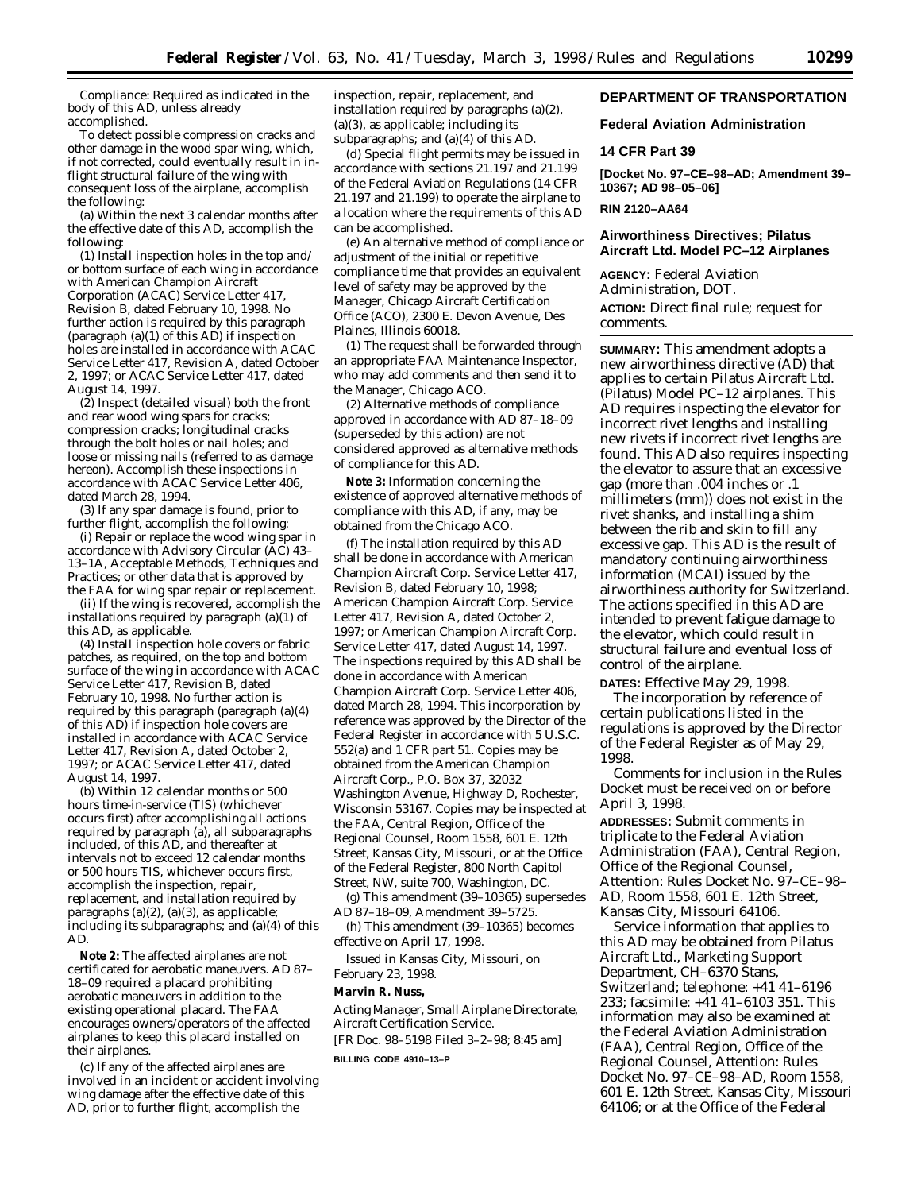*Compliance:* Required as indicated in the body of this AD, unless already accomplished.

To detect possible compression cracks and other damage in the wood spar wing, which, if not corrected, could eventually result in in-flight structural failure of the wing with consequent loss of the airplane, accomplish the following:

(a) Within the next 3 calendar months after the effective date of this AD, accomplish the following:

(1) Install inspection holes in the top and/or bottom surface of each wing in accordance with American Champion Aircraft Corporation (ACAC) Service Letter 417, Revision B, dated February 10, 1998. No further action is required by this paragraph (paragraph (a)(1) of this AD) if inspection holes are installed in accordance with ACAC Service Letter 417, Revision A, dated October 2, 1997; or ACAC Service Letter 417, dated August 14, 1997.

(2) Inspect (detailed visual) both the front and rear wood wing spars for cracks; compression cracks; longitudinal cracks through the bolt holes or nail holes; and loose or missing nails (referred to as damage hereon). Accomplish these inspections in accordance with ACAC Service Letter 406, dated March 28, 1994.

(3) If any spar damage is found, prior to further flight, accomplish the following:

(i) Repair or replace the wood wing spar in accordance with Advisory Circular (AC) 43–13–1A, Acceptable Methods, Techniques and Practices; or other data that is approved by the FAA for wing spar repair or replacement.

(ii) If the wing is recovered, accomplish the installations required by paragraph (a)(1) of this AD, as applicable.

(4) Install inspection hole covers or fabric patches, as required, on the top and bottom surface of the wing in accordance with ACAC Service Letter 417, Revision B, dated February 10, 1998. No further action is required by this paragraph (paragraph (a)(4) of this AD) if inspection hole covers are installed in accordance with ACAC Service Letter 417, Revision A, dated October 2, 1997; or ACAC Service Letter 417, dated August 14, 1997.

(b) Within 12 calendar months or 500 hours time-in-service (TIS) (whichever occurs first) after accomplishing all actions required by paragraph (a), all subparagraphs included, of this AD, and thereafter at intervals not to exceed 12 calendar months or 500 hours TIS, whichever occurs first, accomplish the inspection, repair, replacement, and installation required by paragraphs (a)(2), (a)(3), as applicable; including its subparagraphs; and (a)(4) of this AD.

**Note 2:** The affected airplanes are not certificated for aerobatic maneuvers. AD 87–18–09 required a placard prohibiting aerobatic maneuvers in addition to the existing operational placard. The FAA encourages owners/operators of the affected airplanes to keep this placard installed on their airplanes.

(c) If any of the affected airplanes are involved in an incident or accident involving wing damage after the effective date of this AD, prior to further flight, accomplish the inspection, repair, replacement, and installation required by paragraphs (a)(2), (a)(3), as applicable; including its subparagraphs; and (a)(4) of this AD.

(d) Special flight permits may be issued in accordance with sections 21.197 and 21.199 of the Federal Aviation Regulations (14 CFR 21.197 and 21.199) to operate the airplane to a location where the requirements of this AD can be accomplished.

(e) An alternative method of compliance or adjustment of the initial or repetitive compliance time that provides an equivalent level of safety may be approved by the Manager, Chicago Aircraft Certification Office (ACO), 2300 E. Devon Avenue, Des Plaines, Illinois 60018.

(1) The request shall be forwarded through an appropriate FAA Maintenance Inspector, who may add comments and then send it to the Manager, Chicago ACO.

(2) Alternative methods of compliance approved in accordance with AD 87–18–09 (superseded by this action) are not considered approved as alternative methods of compliance for this AD.

**Note 3:** Information concerning the existence of approved alternative methods of compliance with this AD, if any, may be obtained from the Chicago ACO.

(f) The installation required by this AD shall be done in accordance with American Champion Aircraft Corp. Service Letter 417, Revision B, dated February 10, 1998; American Champion Aircraft Corp. Service Letter 417, Revision A, dated October 2, 1997; or American Champion Aircraft Corp. Service Letter 417, dated August 14, 1997. The inspections required by this AD shall be done in accordance with American Champion Aircraft Corp. Service Letter 406, dated March 28, 1994. This incorporation by reference was approved by the Director of the Federal Register in accordance with 5 U.S.C. 552(a) and 1 CFR part 51. Copies may be obtained from the American Champion Aircraft Corp., P.O. Box 37, 32032 Washington Avenue, Highway D, Rochester, Wisconsin 53167. Copies may be inspected at the FAA, Central Region, Office of the Regional Counsel, Room 1558, 601 E. 12th Street, Kansas City, Missouri, or at the Office of the Federal Register, 800 North Capitol Street, NW, suite 700, Washington, DC.

(g) This amendment (39–10365) supersedes AD 87–18–09, Amendment 39–5725.

(h) This amendment (39–10365) becomes effective on April 17, 1998.

Issued in Kansas City, Missouri, on February 23, 1998.

**Marvin R. Nuss,**

*Acting Manager, Small Airplane Directorate, Aircraft Certification Service.*

[FR Doc. 98–5198 Filed 3–2–98; 8:45 am]

**BILLING CODE 4910–13–P**

---

## DEPARTMENT OF TRANSPORTATION

### Federal Aviation Administration

### 14 CFR Part 39

**[Docket No. 97–CE–98–AD; Amendment 39–10367; AD 98–05–06]**

**RIN 2120–AA64**

### Airworthiness Directives; Pilatus Aircraft Ltd. Model PC–12 Airplanes

**AGENCY:** Federal Aviation Administration, DOT.

**ACTION:** Direct final rule; request for comments.

**SUMMARY:** This amendment adopts a new airworthiness directive (AD) that applies to certain Pilatus Aircraft Ltd. (Pilatus) Model PC–12 airplanes. This AD requires inspecting the elevator for incorrect rivet lengths and installing new rivets if incorrect rivet lengths are found. This AD also requires inspecting the elevator to assure that an excessive gap (more than .004 inches or .1 millimeters (mm)) does not exist in the rivet shanks, and installing a shim between the rib and skin to fill any excessive gap. This AD is the result of mandatory continuing airworthiness information (MCAI) issued by the airworthiness authority for Switzerland. The actions specified in this AD are intended to prevent fatigue damage to the elevator, which could result in structural failure and eventual loss of control of the airplane.

**DATES:** Effective May 29, 1998.

The incorporation by reference of certain publications listed in the regulations is approved by the Director of the Federal Register as of May 29, 1998.

Comments for inclusion in the Rules Docket must be received on or before April 3, 1998.

**ADDRESSES:** Submit comments in triplicate to the Federal Aviation Administration (FAA), Central Region, Office of the Regional Counsel, Attention: Rules Docket No. 97–CE–98–AD, Room 1558, 601 E. 12th Street, Kansas City, Missouri 64106.

Service information that applies to this AD may be obtained from Pilatus Aircraft Ltd., Marketing Support Department, CH–6370 Stans, Switzerland; telephone: +41 41–6196 233; facsimile: +41 41–6103 351. This information may also be examined at the Federal Aviation Administration (FAA), Central Region, Office of the Regional Counsel, Attention: Rules Docket No. 97–CE–98–AD, Room 1558, 601 E. 12th Street, Kansas City, Missouri 64106; or at the Office of the Federal